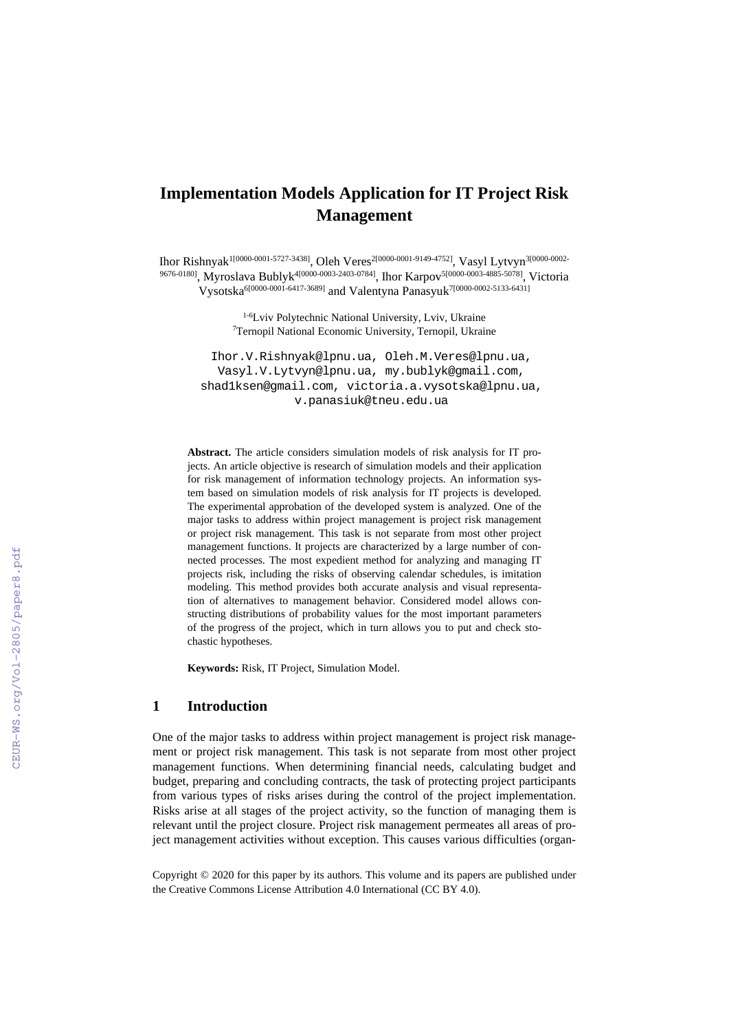# Implementation Models Application for IT Project Risk Management

Ihor Rishnyak[1[0000-0001-5727-3438]], Oleh Veres[2[0000-0001-9149-4752]], Vasyl Lytvyn[3[0000-0002-9676-0180]], Myroslava Bublyk[4[0000-0003-2403-0784]], Ihor Karpov[5[0000-0003-4885-5078]], Victoria Vysotska[6[0000-0001-6417-3689]] and Valentyna Panasyuk[7[0000-0002-5133-6431]]

[1-6]Lviv Polytechnic National University, Lviv, Ukraine
[7]Ternopil National Economic University, Ternopil, Ukraine

Ihor.V.Rishnyak@lpnu.ua, Oleh.M.Veres@lpnu.ua, Vasyl.V.Lytvyn@lpnu.ua, my.bublyk@gmail.com, shad1ksen@gmail.com, victoria.a.vysotska@lpnu.ua, v.panasiuk@tneu.edu.ua

**Abstract.** The article considers simulation models of risk analysis for IT projects. An article objective is research of simulation models and their application for risk management of information technology projects. An information system based on simulation models of risk analysis for IT projects is developed. The experimental approbation of the developed system is analyzed. One of the major tasks to address within project management is project risk management or project risk management. This task is not separate from most other project management functions. It projects are characterized by a large number of connected processes. The most expedient method for analyzing and managing IT projects risk, including the risks of observing calendar schedules, is imitation modeling. This method provides both accurate analysis and visual representation of alternatives to management behavior. Considered model allows constructing distributions of probability values for the most important parameters of the progress of the project, which in turn allows you to put and check stochastic hypotheses.

**Keywords:** Risk, IT Project, Simulation Model.

## 1 Introduction

One of the major tasks to address within project management is project risk management or project risk management. This task is not separate from most other project management functions. When determining financial needs, calculating budget and budget, preparing and concluding contracts, the task of protecting project participants from various types of risks arises during the control of the project implementation. Risks arise at all stages of the project activity, so the function of managing them is relevant until the project closure. Project risk management permeates all areas of project management activities without exception. This causes various difficulties (organ-

Copyright © 2020 for this paper by its authors. This volume and its papers are published under the Creative Commons License Attribution 4.0 International (CC BY 4.0).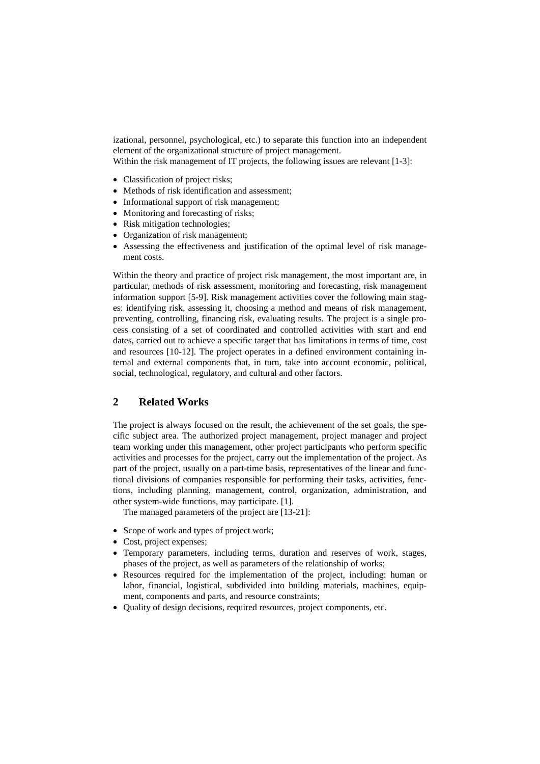izational, personnel, psychological, etc.) to separate this function into an independent element of the organizational structure of project management.
Within the risk management of IT projects, the following issues are relevant [1-3]:

- Classification of project risks;
- Methods of risk identification and assessment;
- Informational support of risk management;
- Monitoring and forecasting of risks;
- Risk mitigation technologies;
- Organization of risk management;
- Assessing the effectiveness and justification of the optimal level of risk management costs.

Within the theory and practice of project risk management, the most important are, in particular, methods of risk assessment, monitoring and forecasting, risk management information support [5-9]. Risk management activities cover the following main stages: identifying risk, assessing it, choosing a method and means of risk management, preventing, controlling, financing risk, evaluating results. The project is a single process consisting of a set of coordinated and controlled activities with start and end dates, carried out to achieve a specific target that has limitations in terms of time, cost and resources [10-12]. The project operates in a defined environment containing internal and external components that, in turn, take into account economic, political, social, technological, regulatory, and cultural and other factors.

## 2 Related Works

The project is always focused on the result, the achievement of the set goals, the specific subject area. The authorized project management, project manager and project team working under this management, other project participants who perform specific activities and processes for the project, carry out the implementation of the project. As part of the project, usually on a part-time basis, representatives of the linear and functional divisions of companies responsible for performing their tasks, activities, functions, including planning, management, control, organization, administration, and other system-wide functions, may participate. [1].

The managed parameters of the project are [13-21]:

- Scope of work and types of project work;
- Cost, project expenses;
- Temporary parameters, including terms, duration and reserves of work, stages, phases of the project, as well as parameters of the relationship of works;
- Resources required for the implementation of the project, including: human or labor, financial, logistical, subdivided into building materials, machines, equipment, components and parts, and resource constraints;
- Quality of design decisions, required resources, project components, etc.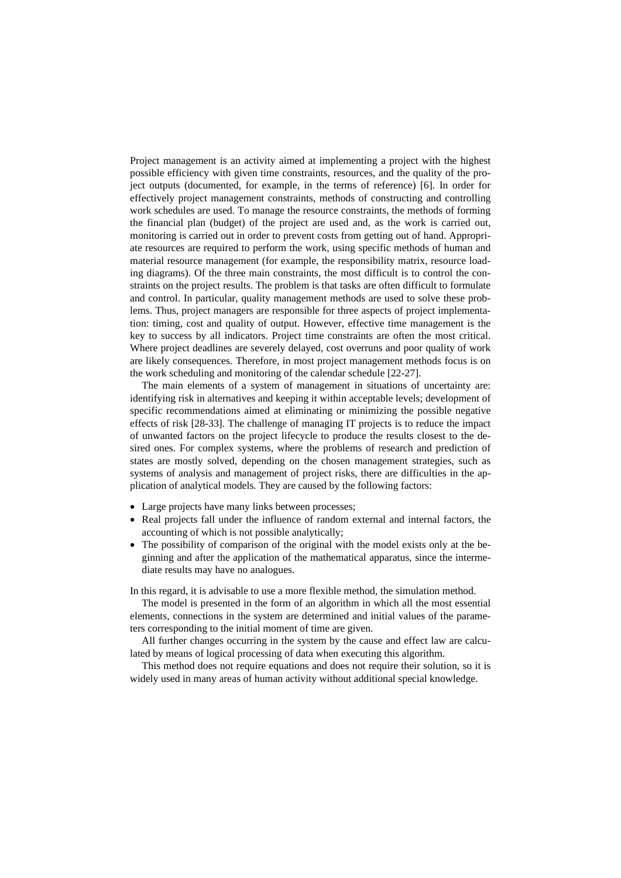Project management is an activity aimed at implementing a project with the highest possible efficiency with given time constraints, resources, and the quality of the project outputs (documented, for example, in the terms of reference) [6]. In order for effectively project management constraints, methods of constructing and controlling work schedules are used. To manage the resource constraints, the methods of forming the financial plan (budget) of the project are used and, as the work is carried out, monitoring is carried out in order to prevent costs from getting out of hand. Appropriate resources are required to perform the work, using specific methods of human and material resource management (for example, the responsibility matrix, resource loading diagrams). Of the three main constraints, the most difficult is to control the constraints on the project results. The problem is that tasks are often difficult to formulate and control. In particular, quality management methods are used to solve these problems. Thus, project managers are responsible for three aspects of project implementation: timing, cost and quality of output. However, effective time management is the key to success by all indicators. Project time constraints are often the most critical. Where project deadlines are severely delayed, cost overruns and poor quality of work are likely consequences. Therefore, in most project management methods focus is on the work scheduling and monitoring of the calendar schedule [22-27].

The main elements of a system of management in situations of uncertainty are: identifying risk in alternatives and keeping it within acceptable levels; development of specific recommendations aimed at eliminating or minimizing the possible negative effects of risk [28-33]. The challenge of managing IT projects is to reduce the impact of unwanted factors on the project lifecycle to produce the results closest to the desired ones. For complex systems, where the problems of research and prediction of states are mostly solved, depending on the chosen management strategies, such as systems of analysis and management of project risks, there are difficulties in the application of analytical models. They are caused by the following factors:

- Large projects have many links between processes;
- Real projects fall under the influence of random external and internal factors, the accounting of which is not possible analytically;
- The possibility of comparison of the original with the model exists only at the beginning and after the application of the mathematical apparatus, since the intermediate results may have no analogues.

In this regard, it is advisable to use a more flexible method, the simulation method.

The model is presented in the form of an algorithm in which all the most essential elements, connections in the system are determined and initial values of the parameters corresponding to the initial moment of time are given.

All further changes occurring in the system by the cause and effect law are calculated by means of logical processing of data when executing this algorithm.

This method does not require equations and does not require their solution, so it is widely used in many areas of human activity without additional special knowledge.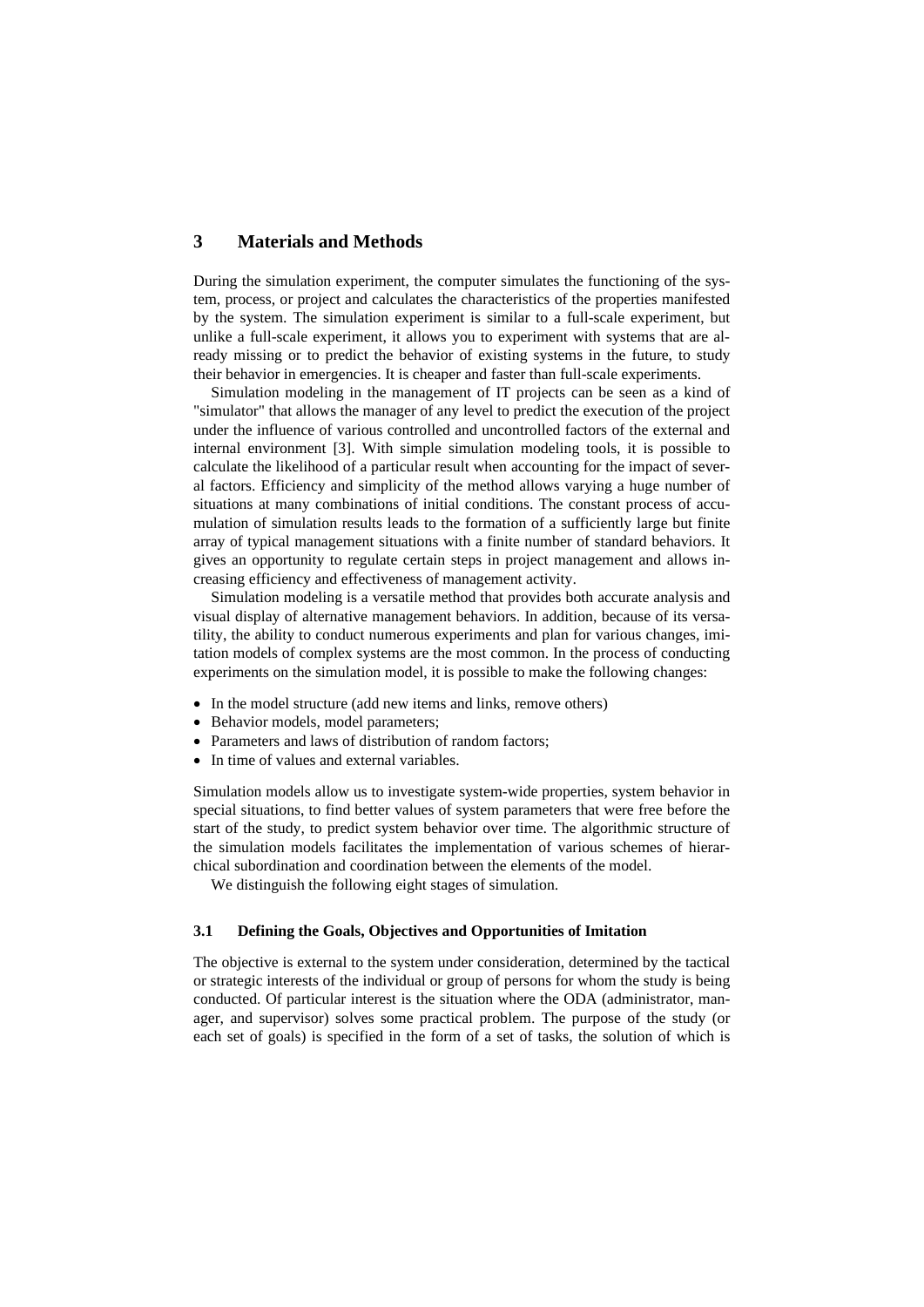## 3 Materials and Methods

During the simulation experiment, the computer simulates the functioning of the system, process, or project and calculates the characteristics of the properties manifested by the system. The simulation experiment is similar to a full-scale experiment, but unlike a full-scale experiment, it allows you to experiment with systems that are already missing or to predict the behavior of existing systems in the future, to study their behavior in emergencies. It is cheaper and faster than full-scale experiments.

Simulation modeling in the management of IT projects can be seen as a kind of "simulator" that allows the manager of any level to predict the execution of the project under the influence of various controlled and uncontrolled factors of the external and internal environment [3]. With simple simulation modeling tools, it is possible to calculate the likelihood of a particular result when accounting for the impact of several factors. Efficiency and simplicity of the method allows varying a huge number of situations at many combinations of initial conditions. The constant process of accumulation of simulation results leads to the formation of a sufficiently large but finite array of typical management situations with a finite number of standard behaviors. It gives an opportunity to regulate certain steps in project management and allows increasing efficiency and effectiveness of management activity.

Simulation modeling is a versatile method that provides both accurate analysis and visual display of alternative management behaviors. In addition, because of its versatility, the ability to conduct numerous experiments and plan for various changes, imitation models of complex systems are the most common. In the process of conducting experiments on the simulation model, it is possible to make the following changes:

- In the model structure (add new items and links, remove others)
- Behavior models, model parameters;
- Parameters and laws of distribution of random factors;
- In time of values and external variables.

Simulation models allow us to investigate system-wide properties, system behavior in special situations, to find better values of system parameters that were free before the start of the study, to predict system behavior over time. The algorithmic structure of the simulation models facilitates the implementation of various schemes of hierarchical subordination and coordination between the elements of the model.

We distinguish the following eight stages of simulation.

### 3.1 Defining the Goals, Objectives and Opportunities of Imitation

The objective is external to the system under consideration, determined by the tactical or strategic interests of the individual or group of persons for whom the study is being conducted. Of particular interest is the situation where the ODA (administrator, manager, and supervisor) solves some practical problem. The purpose of the study (or each set of goals) is specified in the form of a set of tasks, the solution of which is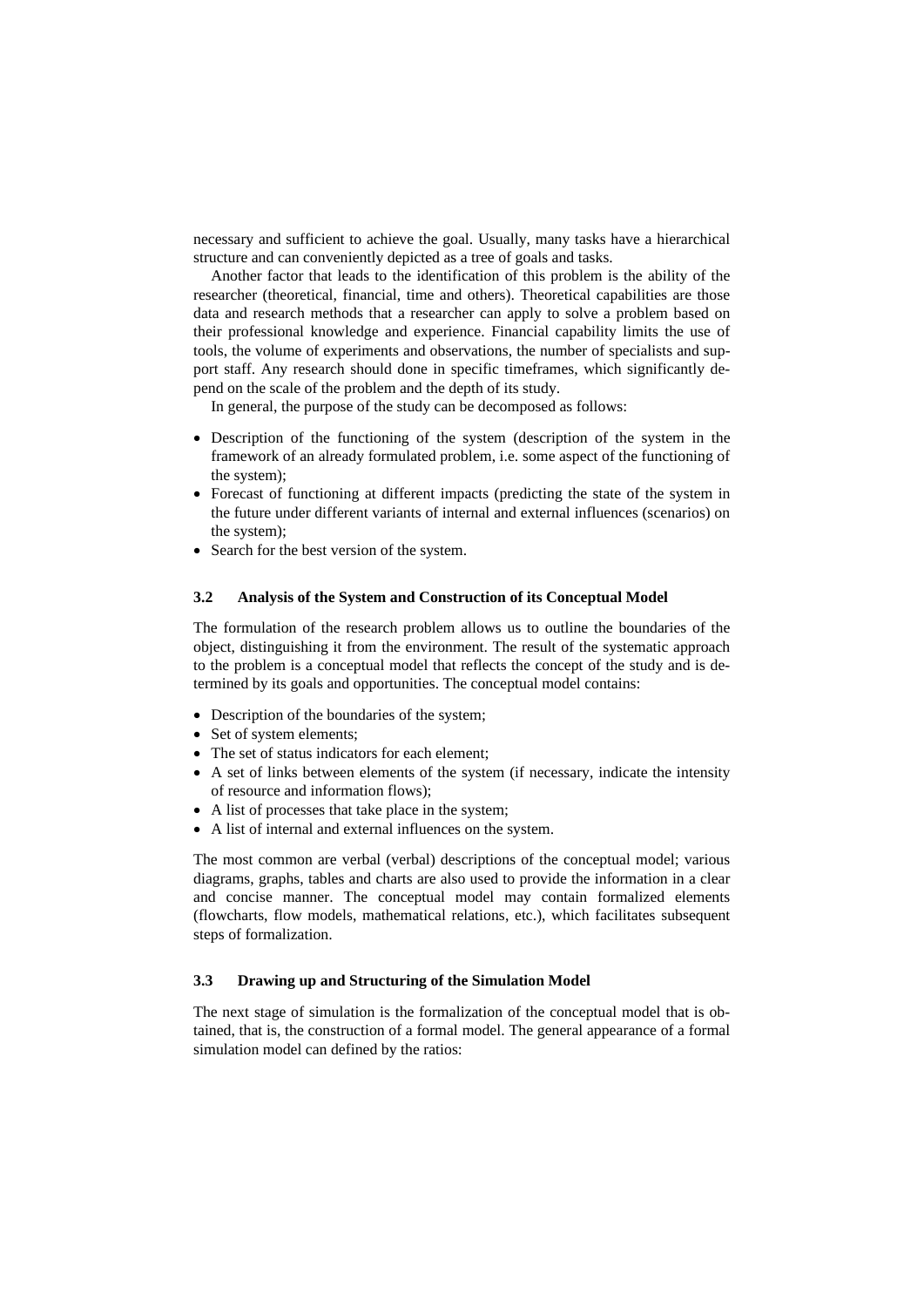necessary and sufficient to achieve the goal. Usually, many tasks have a hierarchical structure and can conveniently depicted as a tree of goals and tasks.

Another factor that leads to the identification of this problem is the ability of the researcher (theoretical, financial, time and others). Theoretical capabilities are those data and research methods that a researcher can apply to solve a problem based on their professional knowledge and experience. Financial capability limits the use of tools, the volume of experiments and observations, the number of specialists and support staff. Any research should done in specific timeframes, which significantly depend on the scale of the problem and the depth of its study.

In general, the purpose of the study can be decomposed as follows:

- Description of the functioning of the system (description of the system in the framework of an already formulated problem, i.e. some aspect of the functioning of the system);
- Forecast of functioning at different impacts (predicting the state of the system in the future under different variants of internal and external influences (scenarios) on the system);
- Search for the best version of the system.

### 3.2 Analysis of the System and Construction of its Conceptual Model

The formulation of the research problem allows us to outline the boundaries of the object, distinguishing it from the environment. The result of the systematic approach to the problem is a conceptual model that reflects the concept of the study and is determined by its goals and opportunities. The conceptual model contains:

- Description of the boundaries of the system;
- Set of system elements;
- The set of status indicators for each element;
- A set of links between elements of the system (if necessary, indicate the intensity of resource and information flows);
- A list of processes that take place in the system;
- A list of internal and external influences on the system.

The most common are verbal (verbal) descriptions of the conceptual model; various diagrams, graphs, tables and charts are also used to provide the information in a clear and concise manner. The conceptual model may contain formalized elements (flowcharts, flow models, mathematical relations, etc.), which facilitates subsequent steps of formalization.

### 3.3 Drawing up and Structuring of the Simulation Model

The next stage of simulation is the formalization of the conceptual model that is obtained, that is, the construction of a formal model. The general appearance of a formal simulation model can defined by the ratios: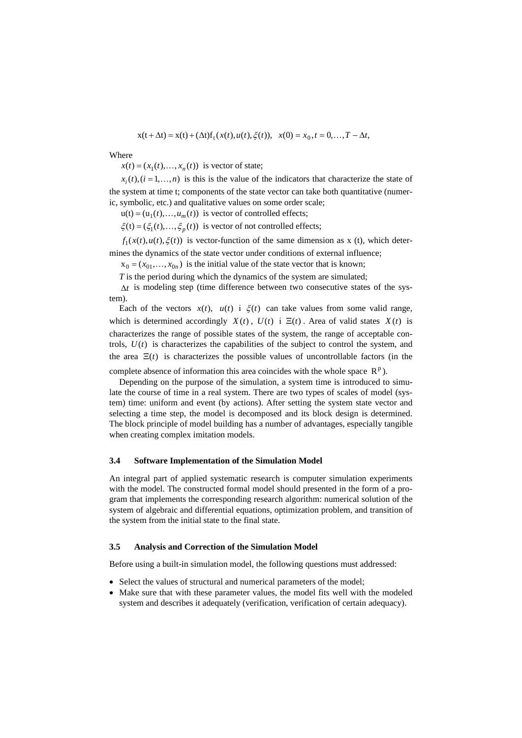$$x(t+\Delta t) = x(t) + (\Delta t) f_t(x(t), u(t), \xi(t)), \quad x(0) = x_0, t = 0, \ldots, T - \Delta t,$$

Where

$x(t) = (x_1(t), \ldots, x_n(t))$ is vector of state;

$x_i(t), (i = 1, \ldots, n)$ is this is the value of the indicators that characterize the state of the system at time t; components of the state vector can take both quantitative (numeric, symbolic, etc.) and qualitative values on some order scale;

$u(t) = (u_1(t), \ldots, u_m(t))$ is vector of controlled effects;

$\xi(t) = (\xi_1(t), \ldots, \xi_p(t))$ is vector of not controlled effects;

$f_1(x(t), u(t), \xi(t))$ is vector-function of the same dimension as x (t), which determines the dynamics of the state vector under conditions of external influence;

$x_0 = (x_{01}, \ldots, x_{0n})$ is the initial value of the state vector that is known;

*T* is the period during which the dynamics of the system are simulated;

$\Delta t$ is modeling step (time difference between two consecutive states of the system).

Each of the vectors $x(t)$, $u(t)$ i $\xi(t)$ can take values from some valid range, which is determined accordingly $X(t)$, $U(t)$ i $\Xi(t)$. Area of valid states $X(t)$ is characterizes the range of possible states of the system, the range of acceptable controls, $U(t)$ is characterizes the capabilities of the subject to control the system, and the area $\Xi(t)$ is characterizes the possible values of uncontrollable factors (in the complete absence of information this area coincides with the whole space $R^p$).

Depending on the purpose of the simulation, a system time is introduced to simulate the course of time in a real system. There are two types of scales of model (system) time: uniform and event (by actions). After setting the system state vector and selecting a time step, the model is decomposed and its block design is determined. The block principle of model building has a number of advantages, especially tangible when creating complex imitation models.

### 3.4 Software Implementation of the Simulation Model

An integral part of applied systematic research is computer simulation experiments with the model. The constructed formal model should presented in the form of a program that implements the corresponding research algorithm: numerical solution of the system of algebraic and differential equations, optimization problem, and transition of the system from the initial state to the final state.

### 3.5 Analysis and Correction of the Simulation Model

Before using a built-in simulation model, the following questions must addressed:

- Select the values of structural and numerical parameters of the model;
- Make sure that with these parameter values, the model fits well with the modeled system and describes it adequately (verification, verification of certain adequacy).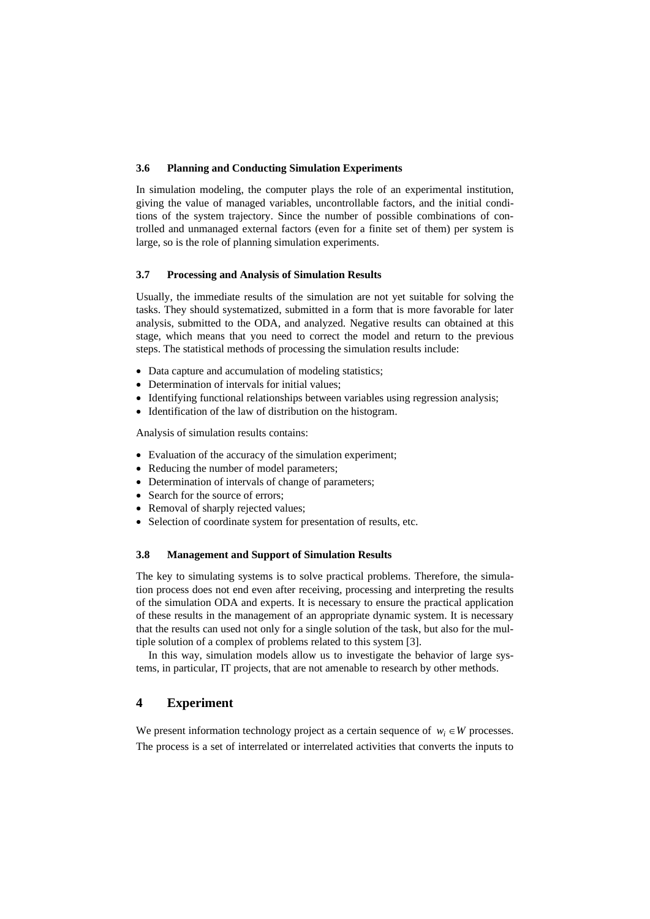### 3.6 Planning and Conducting Simulation Experiments

In simulation modeling, the computer plays the role of an experimental institution, giving the value of managed variables, uncontrollable factors, and the initial conditions of the system trajectory. Since the number of possible combinations of controlled and unmanaged external factors (even for a finite set of them) per system is large, so is the role of planning simulation experiments.

### 3.7 Processing and Analysis of Simulation Results

Usually, the immediate results of the simulation are not yet suitable for solving the tasks. They should systematized, submitted in a form that is more favorable for later analysis, submitted to the ODA, and analyzed. Negative results can obtained at this stage, which means that you need to correct the model and return to the previous steps. The statistical methods of processing the simulation results include:

- Data capture and accumulation of modeling statistics;
- Determination of intervals for initial values;
- Identifying functional relationships between variables using regression analysis;
- Identification of the law of distribution on the histogram.

Analysis of simulation results contains:

- Evaluation of the accuracy of the simulation experiment;
- Reducing the number of model parameters;
- Determination of intervals of change of parameters;
- Search for the source of errors;
- Removal of sharply rejected values;
- Selection of coordinate system for presentation of results, etc.

### 3.8 Management and Support of Simulation Results

The key to simulating systems is to solve practical problems. Therefore, the simulation process does not end even after receiving, processing and interpreting the results of the simulation ODA and experts. It is necessary to ensure the practical application of these results in the management of an appropriate dynamic system. It is necessary that the results can used not only for a single solution of the task, but also for the multiple solution of a complex of problems related to this system [3].

In this way, simulation models allow us to investigate the behavior of large systems, in particular, IT projects, that are not amenable to research by other methods.

## 4 Experiment

We present information technology project as a certain sequence of $w_i \in W$ processes. The process is a set of interrelated or interrelated activities that converts the inputs to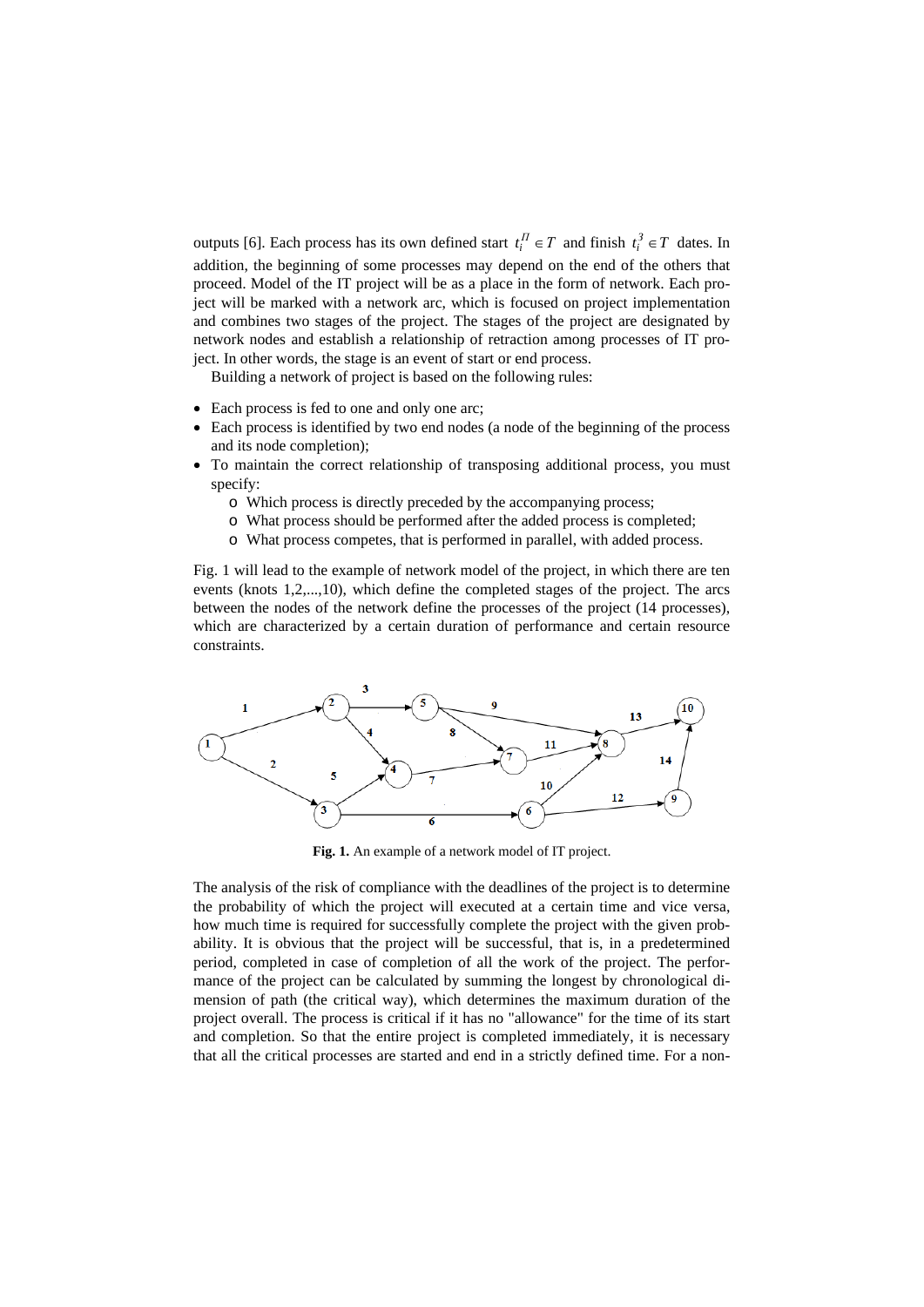outputs [6]. Each process has its own defined start $t_i^{П} \in T$ and finish $t_i^{З} \in T$ dates. In addition, the beginning of some processes may depend on the end of the others that proceed. Model of the IT project will be as a place in the form of network. Each project will be marked with a network arc, which is focused on project implementation and combines two stages of the project. The stages of the project are designated by network nodes and establish a relationship of retraction among processes of IT project. In other words, the stage is an event of start or end process.

Building a network of project is based on the following rules:

- Each process is fed to one and only one arc;
- Each process is identified by two end nodes (a node of the beginning of the process and its node completion);
- To maintain the correct relationship of transposing additional process, you must specify:
  - Which process is directly preceded by the accompanying process;
  - What process should be performed after the added process is completed;
  - What process competes, that is performed in parallel, with added process.

Fig. 1 will lead to the example of network model of the project, in which there are ten events (knots 1,2,...,10), which define the completed stages of the project. The arcs between the nodes of the network define the processes of the project (14 processes), which are characterized by a certain duration of performance and certain resource constraints.

**Fig. 1.** An example of a network model of IT project.

The analysis of the risk of compliance with the deadlines of the project is to determine the probability of which the project will executed at a certain time and vice versa, how much time is required for successfully complete the project with the given probability. It is obvious that the project will be successful, that is, in a predetermined period, completed in case of completion of all the work of the project. The performance of the project can be calculated by summing the longest by chronological dimension of path (the critical way), which determines the maximum duration of the project overall. The process is critical if it has no "allowance" for the time of its start and completion. So that the entire project is completed immediately, it is necessary that all the critical processes are started and end in a strictly defined time. For a non-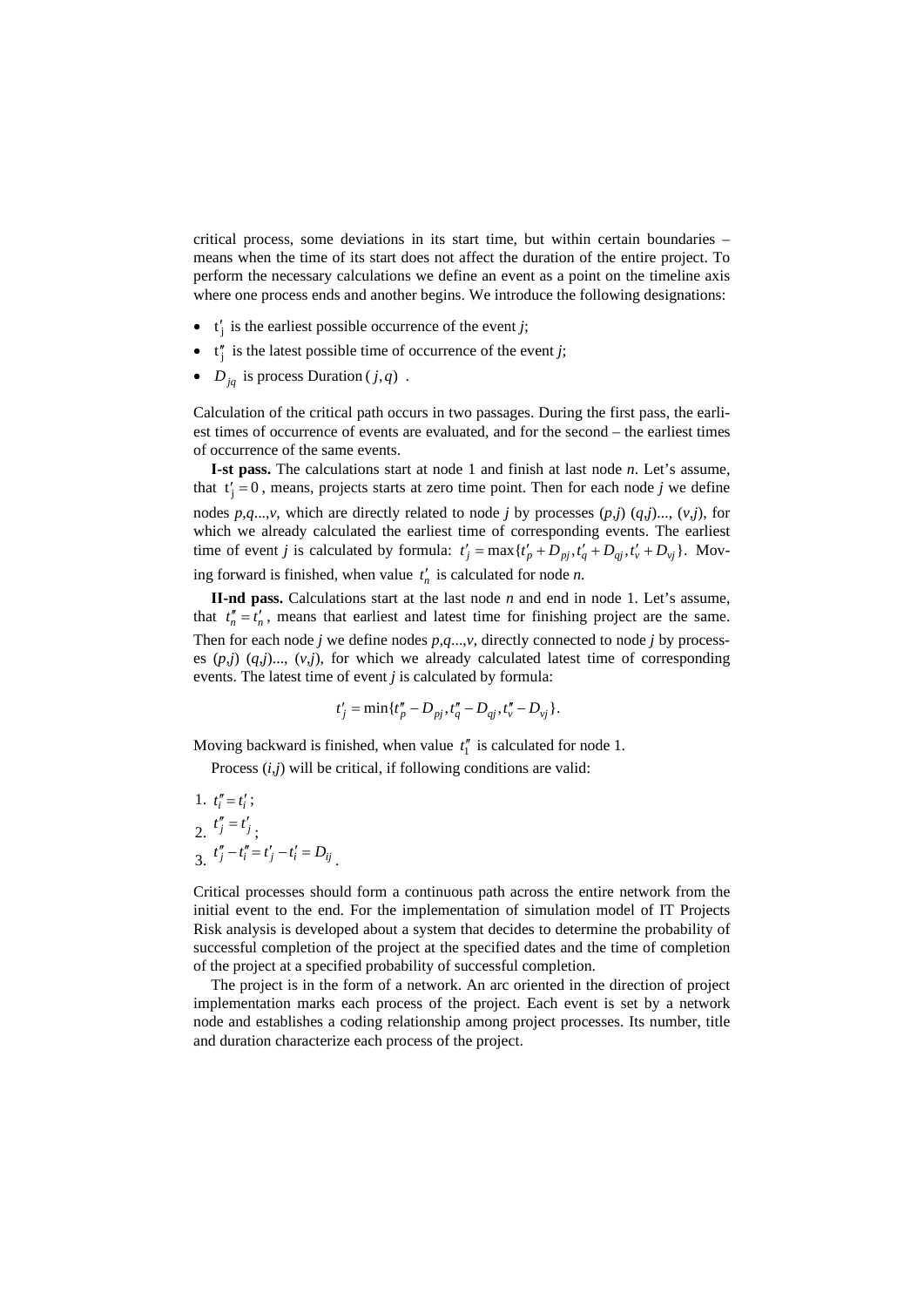critical process, some deviations in its start time, but within certain boundaries – means when the time of its start does not affect the duration of the entire project. To perform the necessary calculations we define an event as a point on the timeline axis where one process ends and another begins. We introduce the following designations:

- $t'_j$ is the earliest possible occurrence of the event *j*;
- $t''_j$ is the latest possible time of occurrence of the event *j*;
- $D_{jq}$ is process Duration $(j,q)$ .

Calculation of the critical path occurs in two passages. During the first pass, the earliest times of occurrence of events are evaluated, and for the second – the earliest times of occurrence of the same events.

**I-st pass.** The calculations start at node 1 and finish at last node *n*. Let's assume, that $t'_j = 0$ , means, projects starts at zero time point. Then for each node *j* we define nodes *p*,*q*...,*v*, which are directly related to node *j* by processes (*p*,*j*) (*q*,*j*)..., (*v*,*j*), for which we already calculated the earliest time of corresponding events. The earliest time of event *j* is calculated by formula: $t'_j = \max\{t'_p + D_{pj}, t'_q + D_{qj}, t'_v + D_{vj}\}$. Moving forward is finished, when value $t'_n$ is calculated for node *n*.

**II-nd pass.** Calculations start at the last node *n* and end in node 1. Let's assume, that $t''_n = t'_n$, means that earliest and latest time for finishing project are the same. Then for each node *j* we define nodes *p*,*q*...,*v*, directly connected to node *j* by processes (*p*,*j*) (*q*,*j*)..., (*v*,*j*), for which we already calculated latest time of corresponding events. The latest time of event *j* is calculated by formula:

$$t'_j = \min\{t''_p - D_{pj}, t''_q - D_{qj}, t''_v - D_{vj}\}.$$

Moving backward is finished, when value $t''_1$ is calculated for node 1.

Process (*i*,*j*) will be critical, if following conditions are valid:

1. $t''_i = t'_i$;
2. $t''_j = t'_j$;
3. $t''_j - t''_i = t'_j - t'_i = D_{ij}$.

Critical processes should form a continuous path across the entire network from the initial event to the end. For the implementation of simulation model of IT Projects Risk analysis is developed about a system that decides to determine the probability of successful completion of the project at the specified dates and the time of completion of the project at a specified probability of successful completion.

The project is in the form of a network. An arc oriented in the direction of project implementation marks each process of the project. Each event is set by a network node and establishes a coding relationship among project processes. Its number, title and duration characterize each process of the project.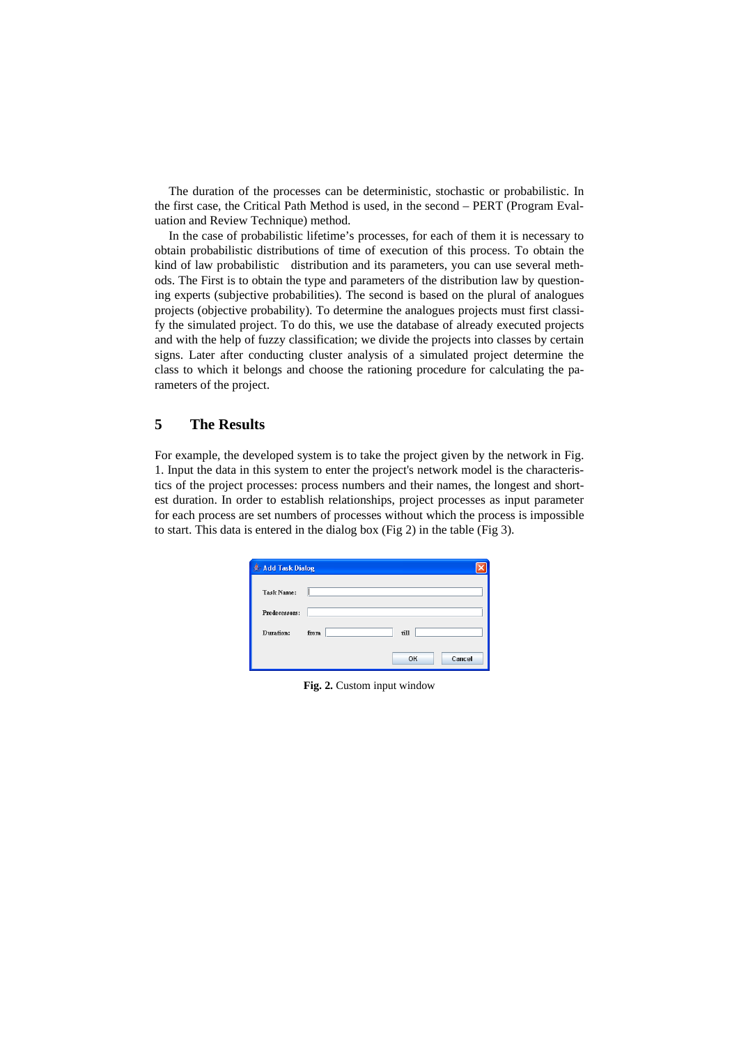The duration of the processes can be deterministic, stochastic or probabilistic. In the first case, the Critical Path Method is used, in the second – PERT (Program Evaluation and Review Technique) method.

In the case of probabilistic lifetime's processes, for each of them it is necessary to obtain probabilistic distributions of time of execution of this process. To obtain the kind of law probabilistic distribution and its parameters, you can use several methods. The First is to obtain the type and parameters of the distribution law by questioning experts (subjective probabilities). The second is based on the plural of analogues projects (objective probability). To determine the analogues projects must first classify the simulated project. To do this, we use the database of already executed projects and with the help of fuzzy classification; we divide the projects into classes by certain signs. Later after conducting cluster analysis of a simulated project determine the class to which it belongs and choose the rationing procedure for calculating the parameters of the project.

## 5 The Results

For example, the developed system is to take the project given by the network in Fig. 1. Input the data in this system to enter the project's network model is the characteristics of the project processes: process numbers and their names, the longest and shortest duration. In order to establish relationships, project processes as input parameter for each process are set numbers of processes without which the process is impossible to start. This data is entered in the dialog box (Fig 2) in the table (Fig 3).

Add Task Dialog

Task Name:

Predecessors:

Duration: from till

OK Cancel

**Fig. 2.** Custom input window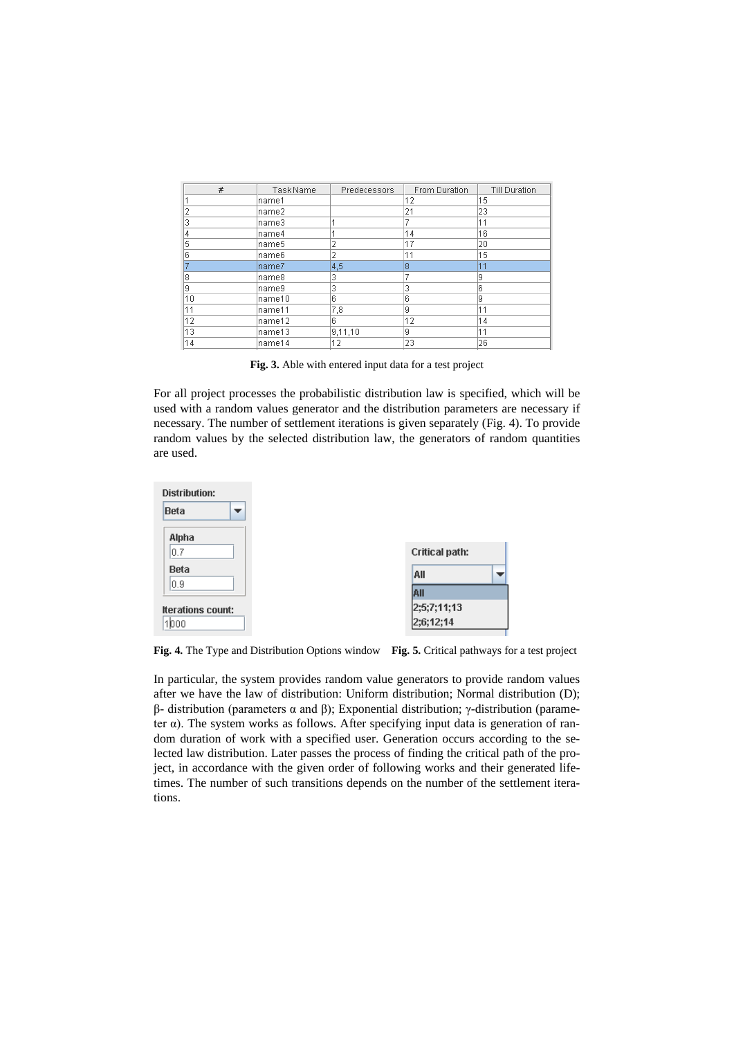| # | TaskName | Predecessors | From Duration | Till Duration |
| --- | --- | --- | --- | --- |
| 1 | name1 | | 12 | 15 |
| 2 | name2 | | 21 | 23 |
| 3 | name3 | 1 | 7 | 11 |
| 4 | name4 | 1 | 14 | 16 |
| 5 | name5 | 2 | 17 | 20 |
| 6 | name6 | 2 | 11 | 15 |
| 7 | name7 | 4,5 | 8 | 11 |
| 8 | name8 | 3 | 7 | 9 |
| 9 | name9 | 3 | 3 | 6 |
| 10 | name10 | 6 | 6 | 9 |
| 11 | name11 | 7,8 | 9 | 11 |
| 12 | name12 | 6 | 12 | 14 |
| 13 | name13 | 9,11,10 | 9 | 11 |
| 14 | name14 | 12 | 23 | 26 |

**Fig. 3.** Able with entered input data for a test project

For all project processes the probabilistic distribution law is specified, which will be used with a random values generator and the distribution parameters are necessary if necessary. The number of settlement iterations is given separately (Fig. 4). To provide random values by the selected distribution law, the generators of random quantities are used.

Distribution: Beta
Alpha: 0.7
Beta: 0.9
Iterations count: 1000

Critical path: All
- All
- 2;5;7;11;13
- 2;6;12;14

**Fig. 4.** The Type and Distribution Options window **Fig. 5.** Critical pathways for a test project

In particular, the system provides random value generators to provide random values after we have the law of distribution: Uniform distribution; Normal distribution (D); β- distribution (parameters α and β); Exponential distribution; γ-distribution (parameter α). The system works as follows. After specifying input data is generation of random duration of work with a specified user. Generation occurs according to the selected law distribution. Later passes the process of finding the critical path of the project, in accordance with the given order of following works and their generated lifetimes. The number of such transitions depends on the number of the settlement iterations.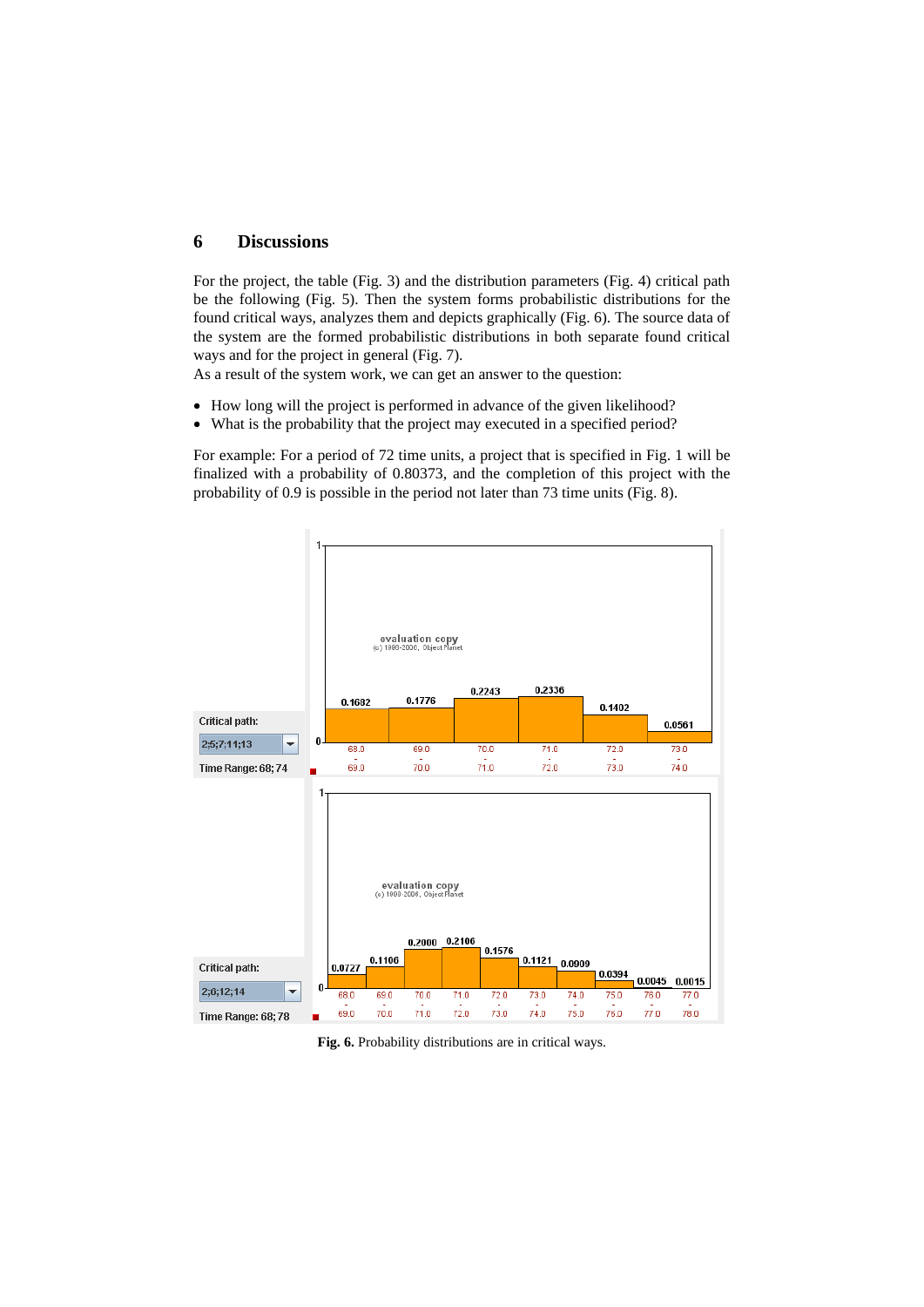## 6 Discussions

For the project, the table (Fig. 3) and the distribution parameters (Fig. 4) critical path be the following (Fig. 5). Then the system forms probabilistic distributions for the found critical ways, analyzes them and depicts graphically (Fig. 6). The source data of the system are the formed probabilistic distributions in both separate found critical ways and for the project in general (Fig. 7).

As a result of the system work, we can get an answer to the question:

- How long will the project is performed in advance of the given likelihood?
- What is the probability that the project may executed in a specified period?

For example: For a period of 72 time units, a project that is specified in Fig. 1 will be finalized with a probability of 0.80373, and the completion of this project with the probability of 0.9 is possible in the period not later than 73 time units (Fig. 8).

**Fig. 6.** Probability distributions are in critical ways.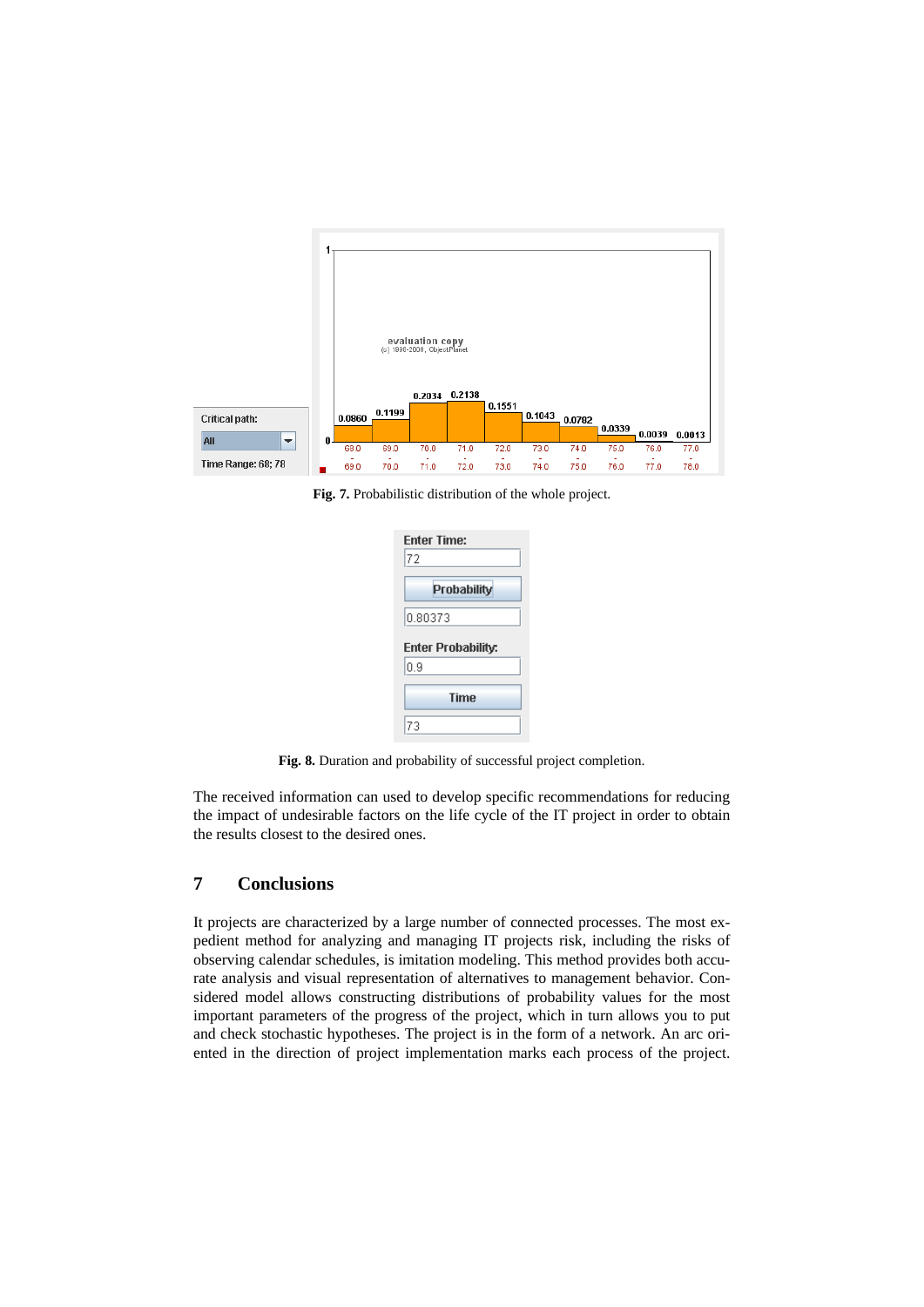**Fig. 7.** Probabilistic distribution of the whole project.

**Fig. 8.** Duration and probability of successful project completion.

The received information can used to develop specific recommendations for reducing the impact of undesirable factors on the life cycle of the IT project in order to obtain the results closest to the desired ones.

## 7 Conclusions

It projects are characterized by a large number of connected processes. The most expedient method for analyzing and managing IT projects risk, including the risks of observing calendar schedules, is imitation modeling. This method provides both accurate analysis and visual representation of alternatives to management behavior. Considered model allows constructing distributions of probability values for the most important parameters of the progress of the project, which in turn allows you to put and check stochastic hypotheses. The project is in the form of a network. An arc oriented in the direction of project implementation marks each process of the project.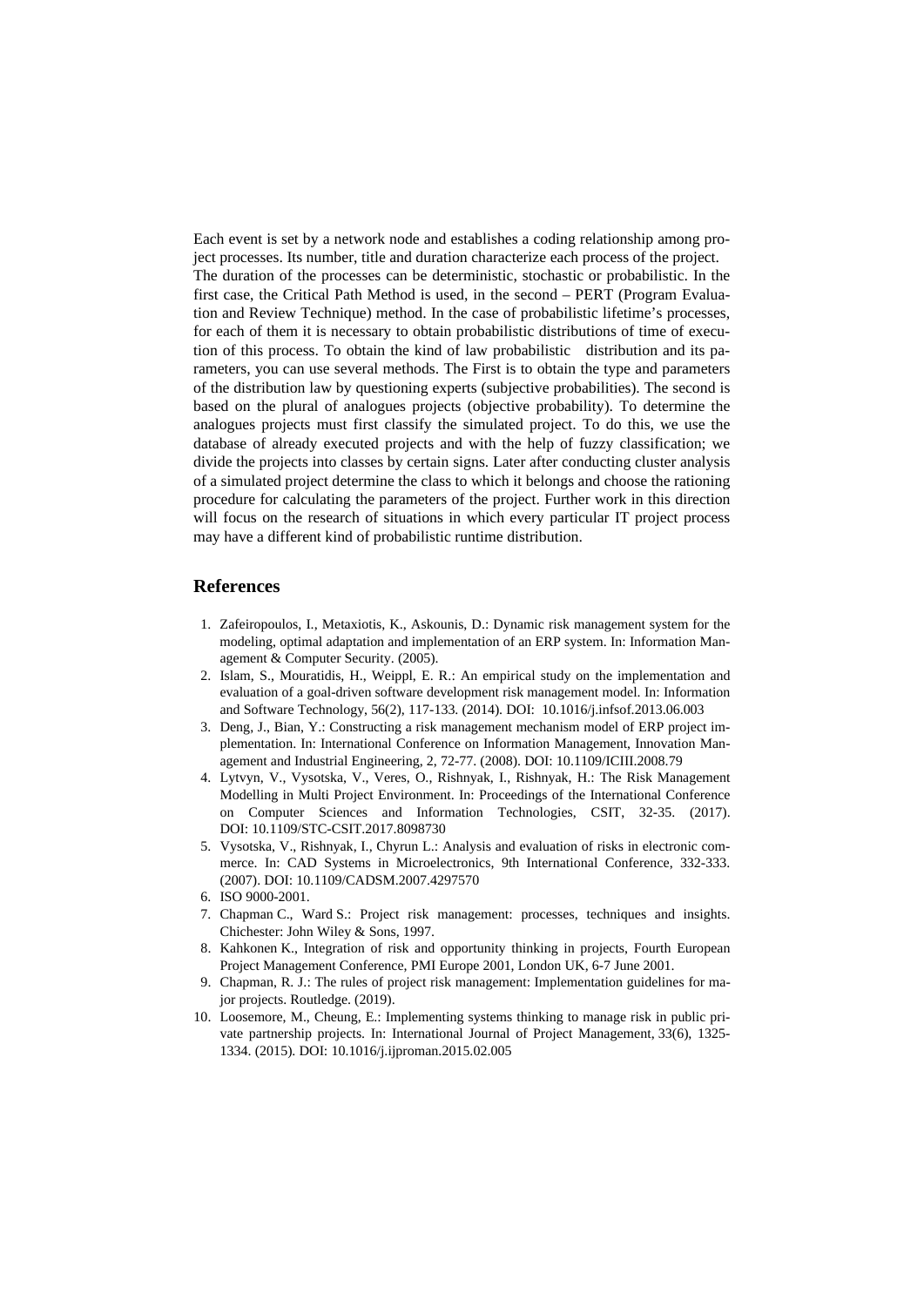Each event is set by a network node and establishes a coding relationship among project processes. Its number, title and duration characterize each process of the project. The duration of the processes can be deterministic, stochastic or probabilistic. In the first case, the Critical Path Method is used, in the second – PERT (Program Evaluation and Review Technique) method. In the case of probabilistic lifetime's processes, for each of them it is necessary to obtain probabilistic distributions of time of execution of this process. To obtain the kind of law probabilistic distribution and its parameters, you can use several methods. The First is to obtain the type and parameters of the distribution law by questioning experts (subjective probabilities). The second is based on the plural of analogues projects (objective probability). To determine the analogues projects must first classify the simulated project. To do this, we use the database of already executed projects and with the help of fuzzy classification; we divide the projects into classes by certain signs. Later after conducting cluster analysis of a simulated project determine the class to which it belongs and choose the rationing procedure for calculating the parameters of the project. Further work in this direction will focus on the research of situations in which every particular IT project process may have a different kind of probabilistic runtime distribution.

## References

1. Zafeiropoulos, I., Metaxiotis, K., Askounis, D.: Dynamic risk management system for the modeling, optimal adaptation and implementation of an ERP system. In: Information Management & Computer Security. (2005).
2. Islam, S., Mouratidis, H., Weippl, E. R.: An empirical study on the implementation and evaluation of a goal-driven software development risk management model. In: Information and Software Technology, 56(2), 117-133. (2014). DOI: 10.1016/j.infsof.2013.06.003
3. Deng, J., Bian, Y.: Constructing a risk management mechanism model of ERP project implementation. In: International Conference on Information Management, Innovation Management and Industrial Engineering, 2, 72-77. (2008). DOI: 10.1109/ICIII.2008.79
4. Lytvyn, V., Vysotska, V., Veres, O., Rishnyak, I., Rishnyak, H.: The Risk Management Modelling in Multi Project Environment. In: Proceedings of the International Conference on Computer Sciences and Information Technologies, CSIT, 32-35. (2017). DOI: 10.1109/STC-CSIT.2017.8098730
5. Vysotska, V., Rishnyak, I., Chyrun L.: Analysis and evaluation of risks in electronic commerce. In: CAD Systems in Microelectronics, 9th International Conference, 332-333. (2007). DOI: 10.1109/CADSM.2007.4297570
6. ISO 9000-2001.
7. Chapman C., Ward S.: Project risk management: processes, techniques and insights. Chichester: John Wiley & Sons, 1997.
8. Kahkonen K., Integration of risk and opportunity thinking in projects, Fourth European Project Management Conference, PMI Europe 2001, London UK, 6-7 June 2001.
9. Chapman, R. J.: The rules of project risk management: Implementation guidelines for major projects. Routledge. (2019).
10. Loosemore, M., Cheung, E.: Implementing systems thinking to manage risk in public private partnership projects. In: International Journal of Project Management, 33(6), 1325-1334. (2015). DOI: 10.1016/j.ijproman.2015.02.005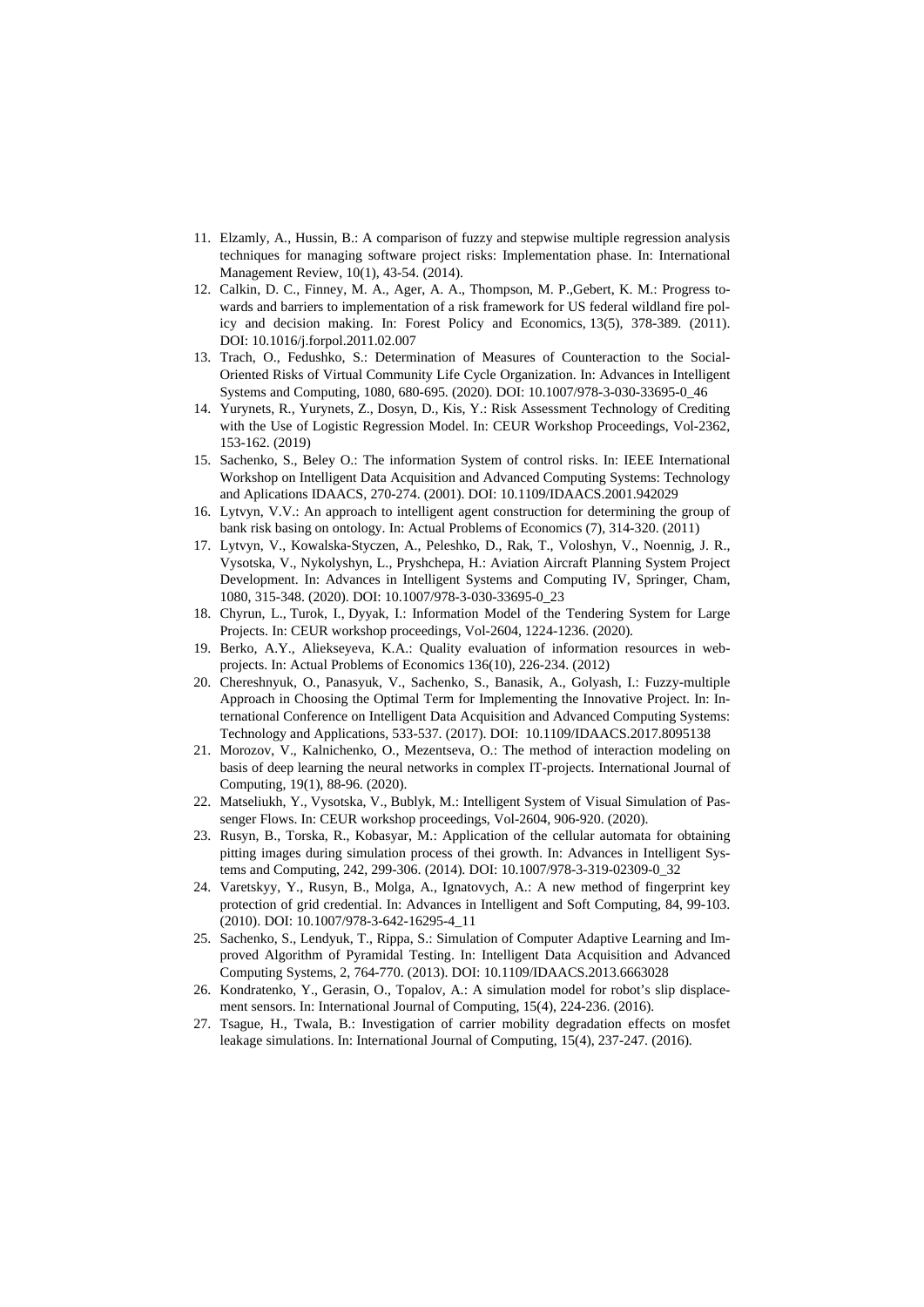11. Elzamly, A., Hussin, B.: A comparison of fuzzy and stepwise multiple regression analysis techniques for managing software project risks: Implementation phase. In: International Management Review, 10(1), 43-54. (2014).
12. Calkin, D. C., Finney, M. A., Ager, A. A., Thompson, M. P.,Gebert, K. M.: Progress towards and barriers to implementation of a risk framework for US federal wildland fire policy and decision making. In: Forest Policy and Economics, 13(5), 378-389. (2011). DOI: 10.1016/j.forpol.2011.02.007
13. Trach, O., Fedushko, S.: Determination of Measures of Counteraction to the Social-Oriented Risks of Virtual Community Life Cycle Organization. In: Advances in Intelligent Systems and Computing, 1080, 680-695. (2020). DOI: 10.1007/978-3-030-33695-0_46
14. Yurynets, R., Yurynets, Z., Dosyn, D., Kis, Y.: Risk Assessment Technology of Crediting with the Use of Logistic Regression Model. In: CEUR Workshop Proceedings, Vol-2362, 153-162. (2019)
15. Sachenko, S., Beley O.: The information System of control risks. In: IEEE International Workshop on Intelligent Data Acquisition and Advanced Computing Systems: Technology and Aplications IDAACS, 270-274. (2001). DOI: 10.1109/IDAACS.2001.942029
16. Lytvyn, V.V.: An approach to intelligent agent construction for determining the group of bank risk basing on ontology. In: Actual Problems of Economics (7), 314-320. (2011)
17. Lytvyn, V., Kowalska-Styczen, A., Peleshko, D., Rak, T., Voloshyn, V., Noennig, J. R., Vysotska, V., Nykolyshyn, L., Pryshchepa, H.: Aviation Aircraft Planning System Project Development. In: Advances in Intelligent Systems and Computing IV, Springer, Cham, 1080, 315-348. (2020). DOI: 10.1007/978-3-030-33695-0_23
18. Chyrun, L., Turok, I., Dyyak, I.: Information Model of the Tendering System for Large Projects. In: CEUR workshop proceedings, Vol-2604, 1224-1236. (2020).
19. Berko, A.Y., Aliekseyeva, K.A.: Quality evaluation of information resources in web-projects. In: Actual Problems of Economics 136(10), 226-234. (2012)
20. Chereshnyuk, O., Panasyuk, V., Sachenko, S., Banasik, A., Golyash, I.: Fuzzy-multiple Approach in Choosing the Optimal Term for Implementing the Innovative Project. In: International Conference on Intelligent Data Acquisition and Advanced Computing Systems: Technology and Applications, 533-537. (2017). DOI: 10.1109/IDAACS.2017.8095138
21. Morozov, V., Kalnichenko, O., Mezentseva, O.: The method of interaction modeling on basis of deep learning the neural networks in complex IT-projects. International Journal of Computing, 19(1), 88-96. (2020).
22. Matseliukh, Y., Vysotska, V., Bublyk, M.: Intelligent System of Visual Simulation of Passenger Flows. In: CEUR workshop proceedings, Vol-2604, 906-920. (2020).
23. Rusyn, B., Torska, R., Kobasyar, M.: Application of the cellular automata for obtaining pitting images during simulation process of thei growth. In: Advances in Intelligent Systems and Computing, 242, 299-306. (2014). DOI: 10.1007/978-3-319-02309-0_32
24. Varetskyy, Y., Rusyn, B., Molga, A., Ignatovych, A.: A new method of fingerprint key protection of grid credential. In: Advances in Intelligent and Soft Computing, 84, 99-103. (2010). DOI: 10.1007/978-3-642-16295-4_11
25. Sachenko, S., Lendyuk, T., Rippa, S.: Simulation of Computer Adaptive Learning and Improved Algorithm of Pyramidal Testing. In: Intelligent Data Acquisition and Advanced Computing Systems, 2, 764-770. (2013). DOI: 10.1109/IDAACS.2013.6663028
26. Kondratenko, Y., Gerasin, O., Topalov, A.: A simulation model for robot's slip displacement sensors. In: International Journal of Computing, 15(4), 224-236. (2016).
27. Tsague, H., Twala, B.: Investigation of carrier mobility degradation effects on mosfet leakage simulations. In: International Journal of Computing, 15(4), 237-247. (2016).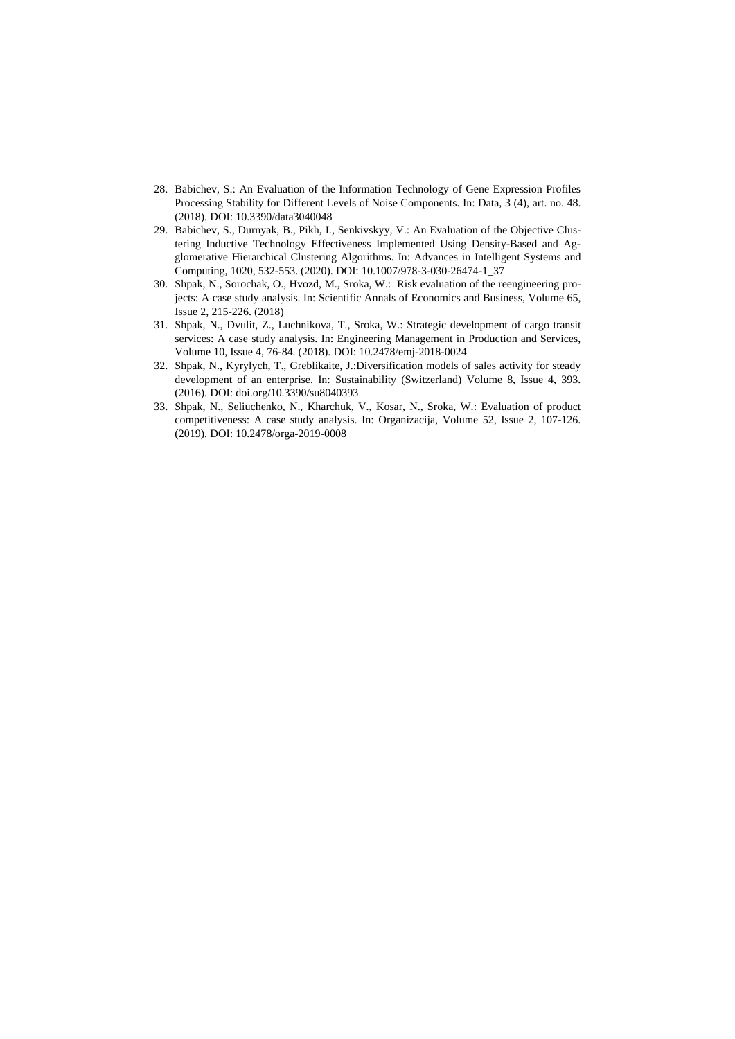28. Babichev, S.: An Evaluation of the Information Technology of Gene Expression Profiles Processing Stability for Different Levels of Noise Components. In: Data, 3 (4), art. no. 48. (2018). DOI: 10.3390/data3040048
29. Babichev, S., Durnyak, B., Pikh, I., Senkivskyy, V.: An Evaluation of the Objective Clustering Inductive Technology Effectiveness Implemented Using Density-Based and Agglomerative Hierarchical Clustering Algorithms. In: Advances in Intelligent Systems and Computing, 1020, 532-553. (2020). DOI: 10.1007/978-3-030-26474-1_37
30. Shpak, N., Sorochak, O., Hvozd, M., Sroka, W.: Risk evaluation of the reengineering projects: A case study analysis. In: Scientific Annals of Economics and Business, Volume 65, Issue 2, 215-226. (2018)
31. Shpak, N., Dvulit, Z., Luchnikova, T., Sroka, W.: Strategic development of cargo transit services: A case study analysis. In: Engineering Management in Production and Services, Volume 10, Issue 4, 76-84. (2018). DOI: 10.2478/emj-2018-0024
32. Shpak, N., Kyrylych, T., Greblikaite, J.:Diversification models of sales activity for steady development of an enterprise. In: Sustainability (Switzerland) Volume 8, Issue 4, 393. (2016). DOI: doi.org/10.3390/su8040393
33. Shpak, N., Seliuchenko, N., Kharchuk, V., Kosar, N., Sroka, W.: Evaluation of product competitiveness: A case study analysis. In: Organizacija, Volume 52, Issue 2, 107-126. (2019). DOI: 10.2478/orga-2019-0008